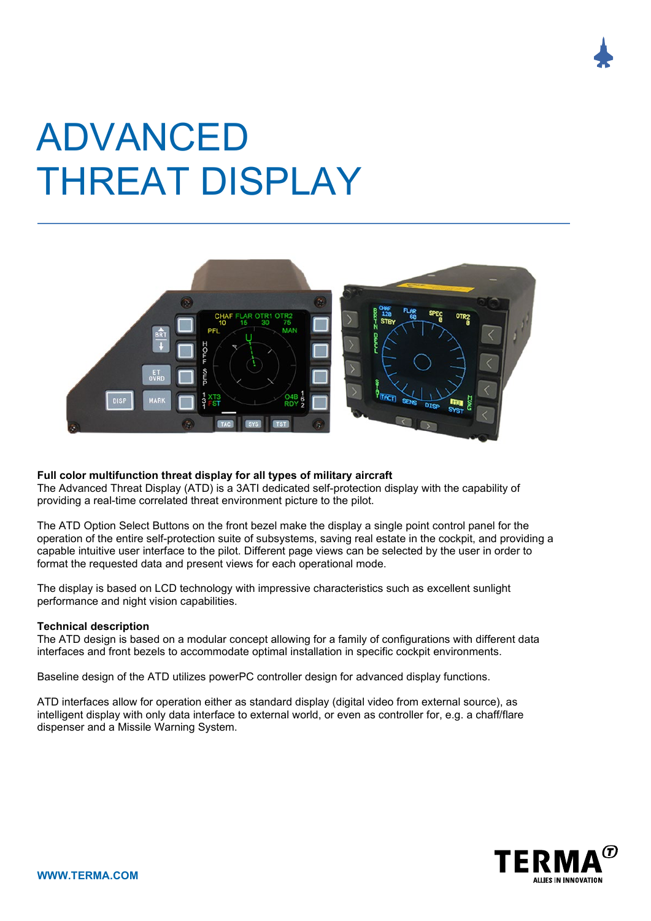# ADVANCED THREAT DISPLAY

**Full color multifunction threat display for all types of military aircraft**
The Advanced Threat Display (ATD) is a 3ATI dedicated self-protection display with the capability of providing a real-time correlated threat environment picture to the pilot.

The ATD Option Select Buttons on the front bezel make the display a single point control panel for the operation of the entire self-protection suite of subsystems, saving real estate in the cockpit, and providing a capable intuitive user interface to the pilot. Different page views can be selected by the user in order to format the requested data and present views for each operational mode.

The display is based on LCD technology with impressive characteristics such as excellent sunlight performance and night vision capabilities.

**Technical description**
The ATD design is based on a modular concept allowing for a family of configurations with different data interfaces and front bezels to accommodate optimal installation in specific cockpit environments.

Baseline design of the ATD utilizes powerPC controller design for advanced display functions.

ATD interfaces allow for operation either as standard display (digital video from external source), as intelligent display with only data interface to external world, or even as controller for, e.g. a chaff/flare dispenser and a Missile Warning System.

WWW.TERMA.COM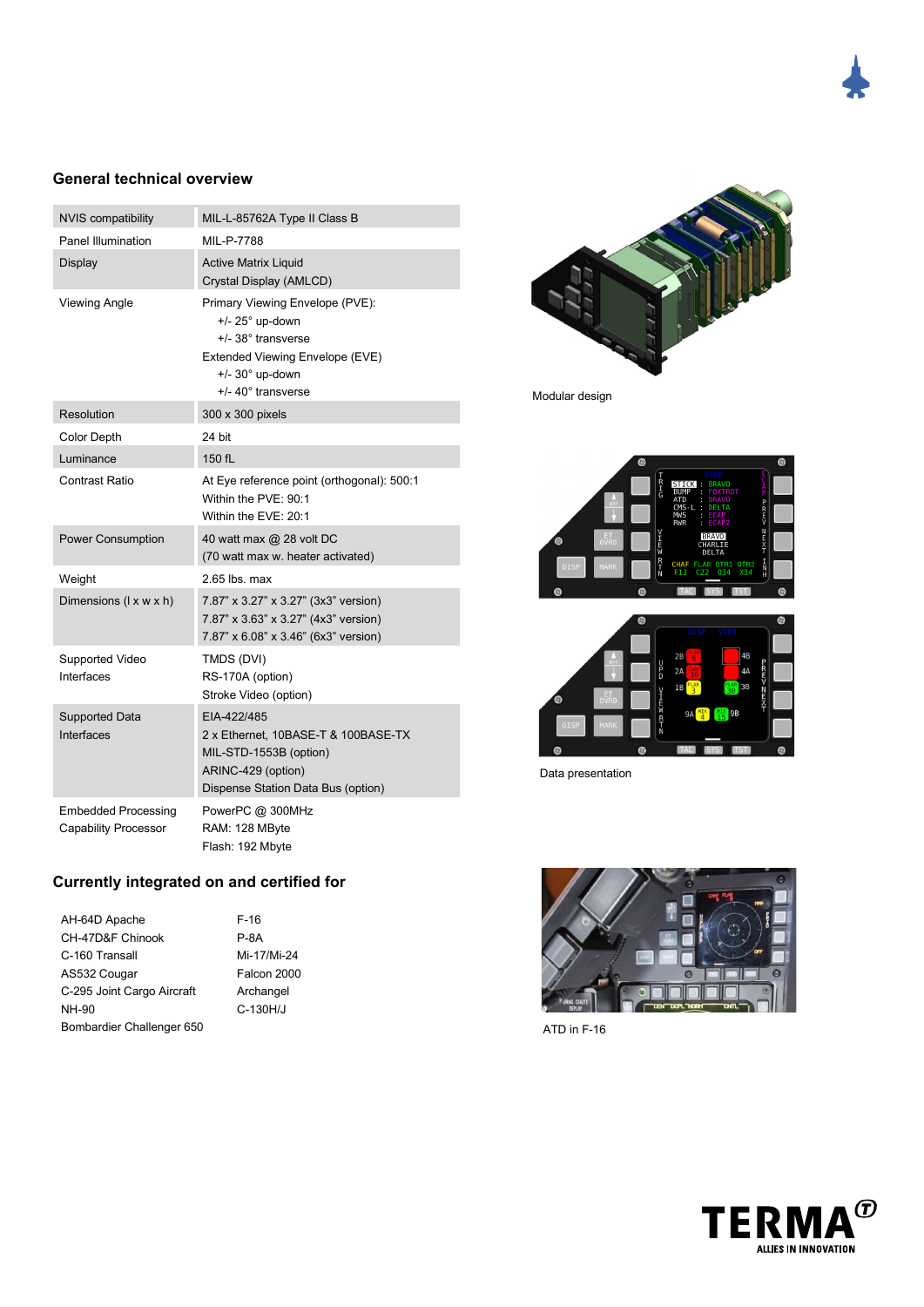## General technical overview

| | |
|---|---|
| NVIS compatibility | MIL-L-85762A Type II Class B |
| Panel Illumination | MIL-P-7788 |
| Display | Active Matrix Liquid Crystal Display (AMLCD) |
| Viewing Angle | Primary Viewing Envelope (PVE):<br>+/- 25° up-down<br>+/- 38° transverse<br>Extended Viewing Envelope (EVE)<br>+/- 30° up-down<br>+/- 40° transverse |
| Resolution | 300 x 300 pixels |
| Color Depth | 24 bit |
| Luminance | 150 fL |
| Contrast Ratio | At Eye reference point (orthogonal): 500:1<br>Within the PVE: 90:1<br>Within the EVE: 20:1 |
| Power Consumption | 40 watt max @ 28 volt DC<br>(70 watt max w. heater activated) |
| Weight | 2.65 lbs. max |
| Dimensions (l x w x h) | 7.87" x 3.27" x 3.27" (3x3" version)<br>7.87" x 3.63" x 3.27" (4x3" version)<br>7.87" x 6.08" x 3.46" (6x3" version) |
| Supported Video Interfaces | TMDS (DVI)<br>RS-170A (option)<br>Stroke Video (option) |
| Supported Data Interfaces | EIA-422/485<br>2 x Ethernet, 10BASE-T & 100BASE-TX<br>MIL-STD-1553B (option)<br>ARINC-429 (option)<br>Dispense Station Data Bus (option) |
| Embedded Processing Capability Processor | PowerPC @ 300MHz<br>RAM: 128 MByte<br>Flash: 192 Mbyte |

Modular design

Data presentation

## Currently integrated on and certified for

| | |
|---|---|
| AH-64D Apache | F-16 |
| CH-47D&F Chinook | P-8A |
| C-160 Transall | Mi-17/Mi-24 |
| AS532 Cougar | Falcon 2000 |
| C-295 Joint Cargo Aircraft | Archangel |
| NH-90 | C-130H/J |
| Bombardier Challenger 650 | |

ATD in F-16